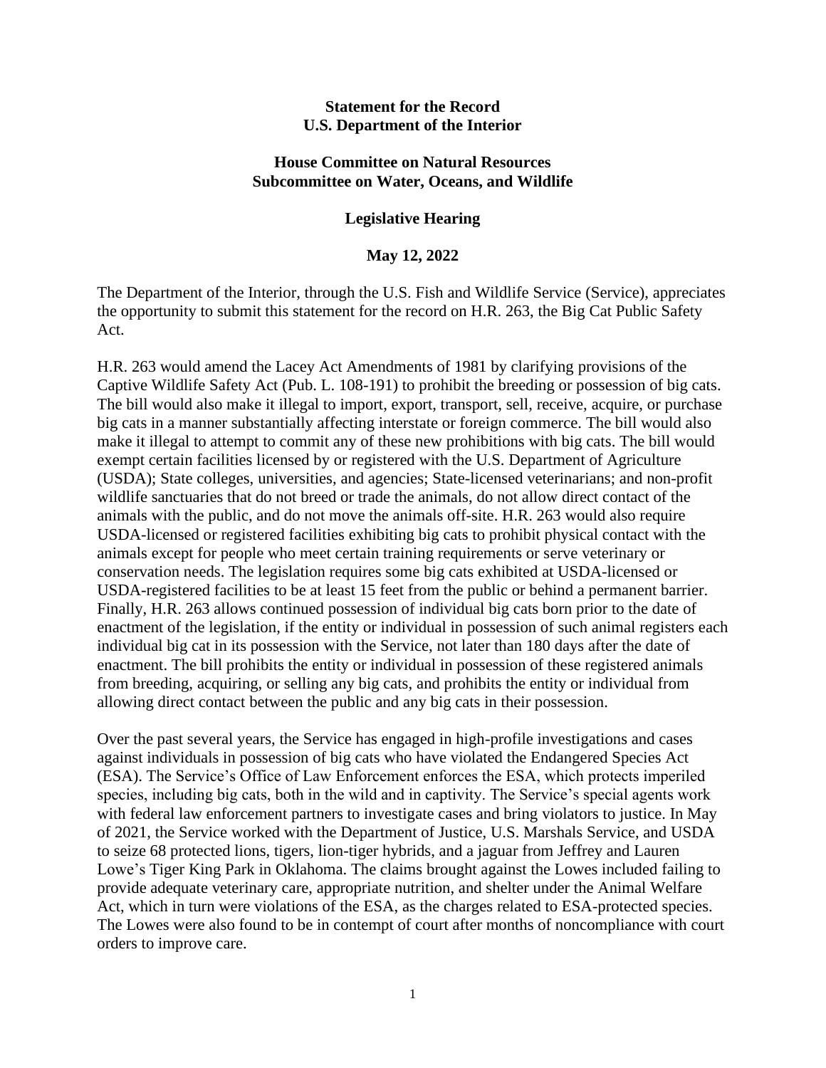**Statement for the Record**
**U.S. Department of the Interior**

**House Committee on Natural Resources**
**Subcommittee on Water, Oceans, and Wildlife**

**Legislative Hearing**

**May 12, 2022**

The Department of the Interior, through the U.S. Fish and Wildlife Service (Service), appreciates the opportunity to submit this statement for the record on H.R. 263, the Big Cat Public Safety Act.

H.R. 263 would amend the Lacey Act Amendments of 1981 by clarifying provisions of the Captive Wildlife Safety Act (Pub. L. 108-191) to prohibit the breeding or possession of big cats. The bill would also make it illegal to import, export, transport, sell, receive, acquire, or purchase big cats in a manner substantially affecting interstate or foreign commerce. The bill would also make it illegal to attempt to commit any of these new prohibitions with big cats. The bill would exempt certain facilities licensed by or registered with the U.S. Department of Agriculture (USDA); State colleges, universities, and agencies; State-licensed veterinarians; and non-profit wildlife sanctuaries that do not breed or trade the animals, do not allow direct contact of the animals with the public, and do not move the animals off-site. H.R. 263 would also require USDA-licensed or registered facilities exhibiting big cats to prohibit physical contact with the animals except for people who meet certain training requirements or serve veterinary or conservation needs. The legislation requires some big cats exhibited at USDA-licensed or USDA-registered facilities to be at least 15 feet from the public or behind a permanent barrier. Finally, H.R. 263 allows continued possession of individual big cats born prior to the date of enactment of the legislation, if the entity or individual in possession of such animal registers each individual big cat in its possession with the Service, not later than 180 days after the date of enactment. The bill prohibits the entity or individual in possession of these registered animals from breeding, acquiring, or selling any big cats, and prohibits the entity or individual from allowing direct contact between the public and any big cats in their possession.

Over the past several years, the Service has engaged in high-profile investigations and cases against individuals in possession of big cats who have violated the Endangered Species Act (ESA). The Service's Office of Law Enforcement enforces the ESA, which protects imperiled species, including big cats, both in the wild and in captivity. The Service's special agents work with federal law enforcement partners to investigate cases and bring violators to justice. In May of 2021, the Service worked with the Department of Justice, U.S. Marshals Service, and USDA to seize 68 protected lions, tigers, lion-tiger hybrids, and a jaguar from Jeffrey and Lauren Lowe's Tiger King Park in Oklahoma. The claims brought against the Lowes included failing to provide adequate veterinary care, appropriate nutrition, and shelter under the Animal Welfare Act, which in turn were violations of the ESA, as the charges related to ESA-protected species. The Lowes were also found to be in contempt of court after months of noncompliance with court orders to improve care.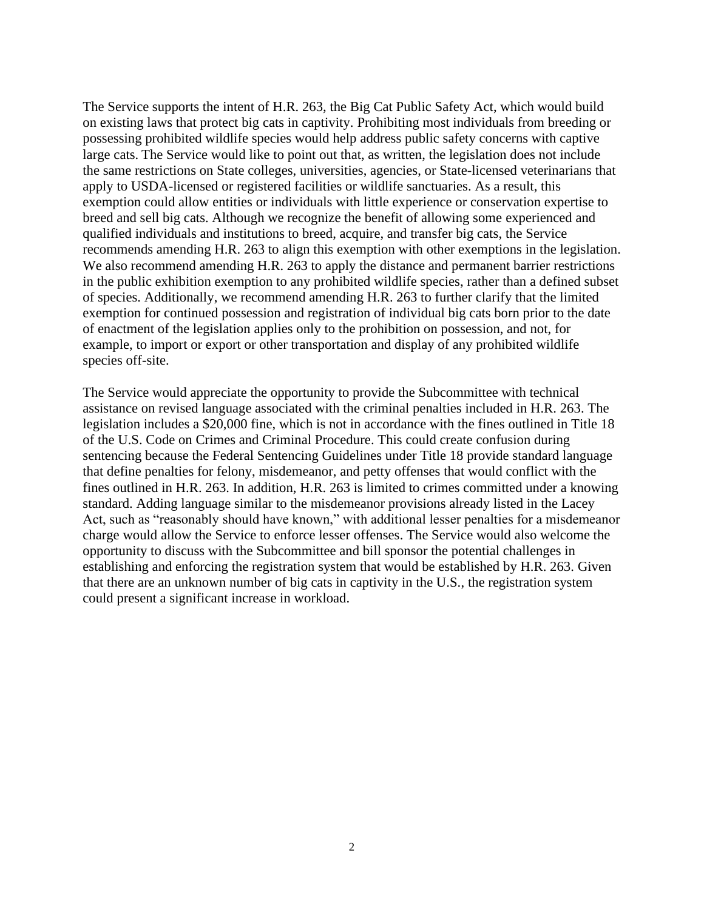The Service supports the intent of H.R. 263, the Big Cat Public Safety Act, which would build on existing laws that protect big cats in captivity. Prohibiting most individuals from breeding or possessing prohibited wildlife species would help address public safety concerns with captive large cats. The Service would like to point out that, as written, the legislation does not include the same restrictions on State colleges, universities, agencies, or State-licensed veterinarians that apply to USDA-licensed or registered facilities or wildlife sanctuaries. As a result, this exemption could allow entities or individuals with little experience or conservation expertise to breed and sell big cats. Although we recognize the benefit of allowing some experienced and qualified individuals and institutions to breed, acquire, and transfer big cats, the Service recommends amending H.R. 263 to align this exemption with other exemptions in the legislation. We also recommend amending H.R. 263 to apply the distance and permanent barrier restrictions in the public exhibition exemption to any prohibited wildlife species, rather than a defined subset of species. Additionally, we recommend amending H.R. 263 to further clarify that the limited exemption for continued possession and registration of individual big cats born prior to the date of enactment of the legislation applies only to the prohibition on possession, and not, for example, to import or export or other transportation and display of any prohibited wildlife species off-site.

The Service would appreciate the opportunity to provide the Subcommittee with technical assistance on revised language associated with the criminal penalties included in H.R. 263. The legislation includes a $20,000 fine, which is not in accordance with the fines outlined in Title 18 of the U.S. Code on Crimes and Criminal Procedure. This could create confusion during sentencing because the Federal Sentencing Guidelines under Title 18 provide standard language that define penalties for felony, misdemeanor, and petty offenses that would conflict with the fines outlined in H.R. 263. In addition, H.R. 263 is limited to crimes committed under a knowing standard. Adding language similar to the misdemeanor provisions already listed in the Lacey Act, such as "reasonably should have known," with additional lesser penalties for a misdemeanor charge would allow the Service to enforce lesser offenses. The Service would also welcome the opportunity to discuss with the Subcommittee and bill sponsor the potential challenges in establishing and enforcing the registration system that would be established by H.R. 263. Given that there are an unknown number of big cats in captivity in the U.S., the registration system could present a significant increase in workload.